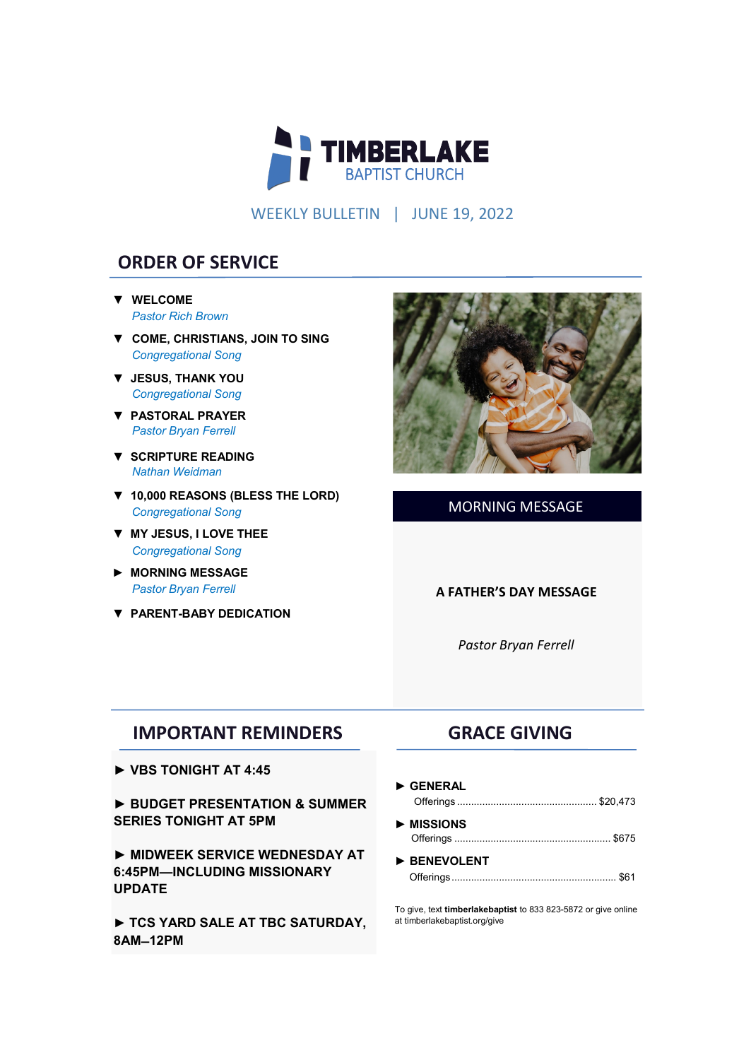# TIMBERLAKE BAPTIST CHURCH

WEEKLY BULLETIN | JUNE 19, 2022

## ORDER OF SERVICE

▼ **WELCOME**
*Pastor Rich Brown*

▼ **COME, CHRISTIANS, JOIN TO SING**
*Congregational Song*

▼ **JESUS, THANK YOU**
*Congregational Song*

▼ **PASTORAL PRAYER**
*Pastor Bryan Ferrell*

▼ **SCRIPTURE READING**
*Nathan Weidman*

▼ **10,000 REASONS (BLESS THE LORD)**
*Congregational Song*

▼ **MY JESUS, I LOVE THEE**
*Congregational Song*

► **MORNING MESSAGE**
*Pastor Bryan Ferrell*

▼ **PARENT-BABY DEDICATION**

### MORNING MESSAGE

**A FATHER'S DAY MESSAGE**

*Pastor Bryan Ferrell*

## IMPORTANT REMINDERS

► **VBS TONIGHT AT 4:45**

► **BUDGET PRESENTATION & SUMMER SERIES TONIGHT AT 5PM**

► **MIDWEEK SERVICE WEDNESDAY AT 6:45PM—INCLUDING MISSIONARY UPDATE**

► **TCS YARD SALE AT TBC SATURDAY, 8AM–12PM**

## GRACE GIVING

► **GENERAL**
Offerings .................................................. $20,473

► **MISSIONS**
Offerings .................................................. $675

► **BENEVOLENT**
Offerings .................................................. $61

To give, text **timberlakebaptist** to 833 823-5872 or give online at timberlakebaptist.org/give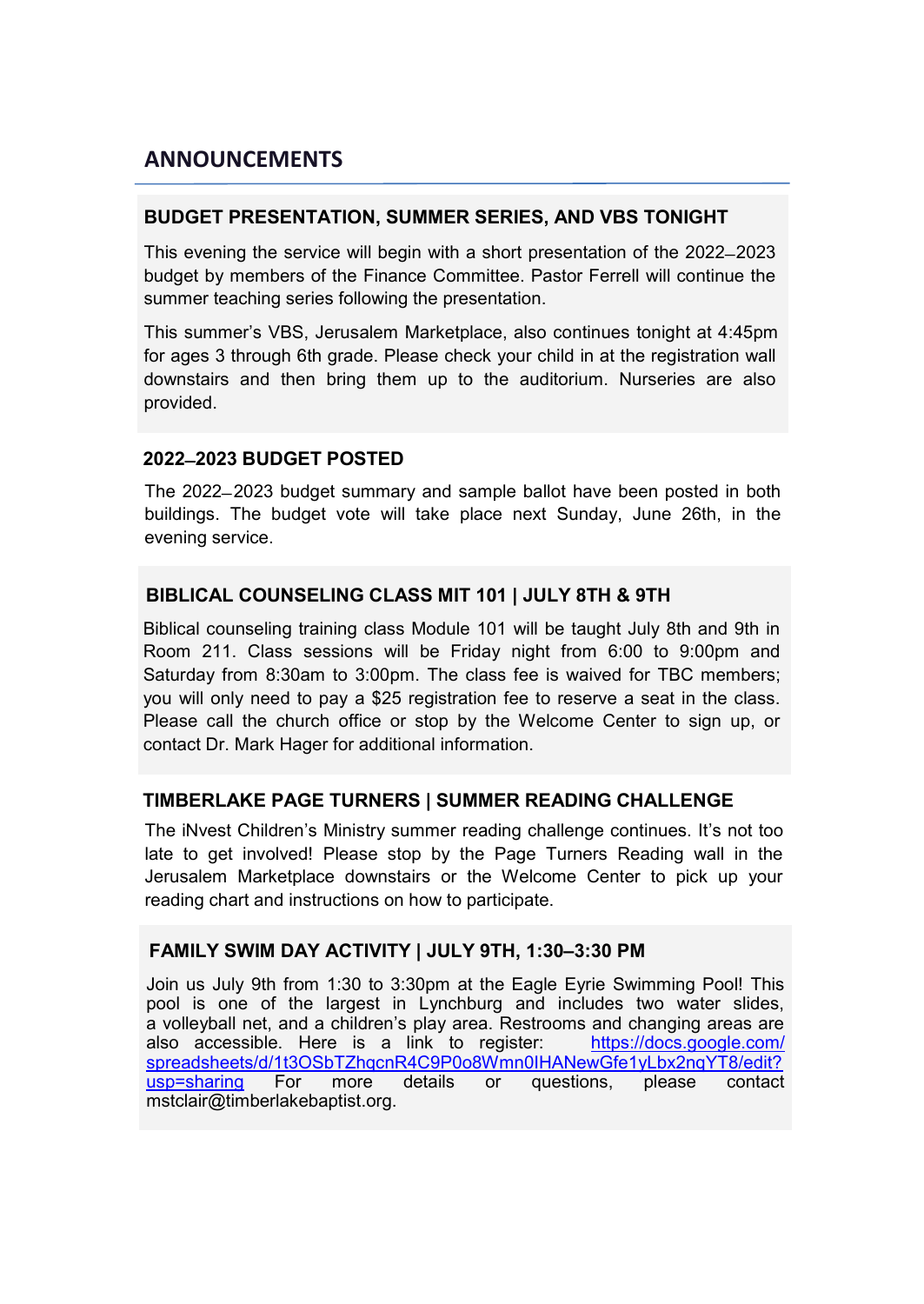# ANNOUNCEMENTS

## BUDGET PRESENTATION, SUMMER SERIES, AND VBS TONIGHT

This evening the service will begin with a short presentation of the 2022–2023 budget by members of the Finance Committee. Pastor Ferrell will continue the summer teaching series following the presentation.

This summer's VBS, Jerusalem Marketplace, also continues tonight at 4:45pm for ages 3 through 6th grade. Please check your child in at the registration wall downstairs and then bring them up to the auditorium. Nurseries are also provided.

## 2022–2023 BUDGET POSTED

The 2022–2023 budget summary and sample ballot have been posted in both buildings. The budget vote will take place next Sunday, June 26th, in the evening service.

## BIBLICAL COUNSELING CLASS MIT 101 | JULY 8TH & 9TH

Biblical counseling training class Module 101 will be taught July 8th and 9th in Room 211. Class sessions will be Friday night from 6:00 to 9:00pm and Saturday from 8:30am to 3:00pm. The class fee is waived for TBC members; you will only need to pay a $25 registration fee to reserve a seat in the class. Please call the church office or stop by the Welcome Center to sign up, or contact Dr. Mark Hager for additional information.

## TIMBERLAKE PAGE TURNERS | SUMMER READING CHALLENGE

The iNvest Children's Ministry summer reading challenge continues. It's not too late to get involved! Please stop by the Page Turners Reading wall in the Jerusalem Marketplace downstairs or the Welcome Center to pick up your reading chart and instructions on how to participate.

## FAMILY SWIM DAY ACTIVITY | JULY 9TH, 1:30–3:30 PM

Join us July 9th from 1:30 to 3:30pm at the Eagle Eyrie Swimming Pool! This pool is one of the largest in Lynchburg and includes two water slides, a volleyball net, and a children's play area. Restrooms and changing areas are also accessible. Here is a link to register: https://docs.google.com/spreadsheets/d/1t3OSbTZhqcnR4C9P0o8Wmn0IHANewGfe1yLbx2nqYT8/edit?usp=sharing For more details or questions, please contact mstclair@timberlakebaptist.org.